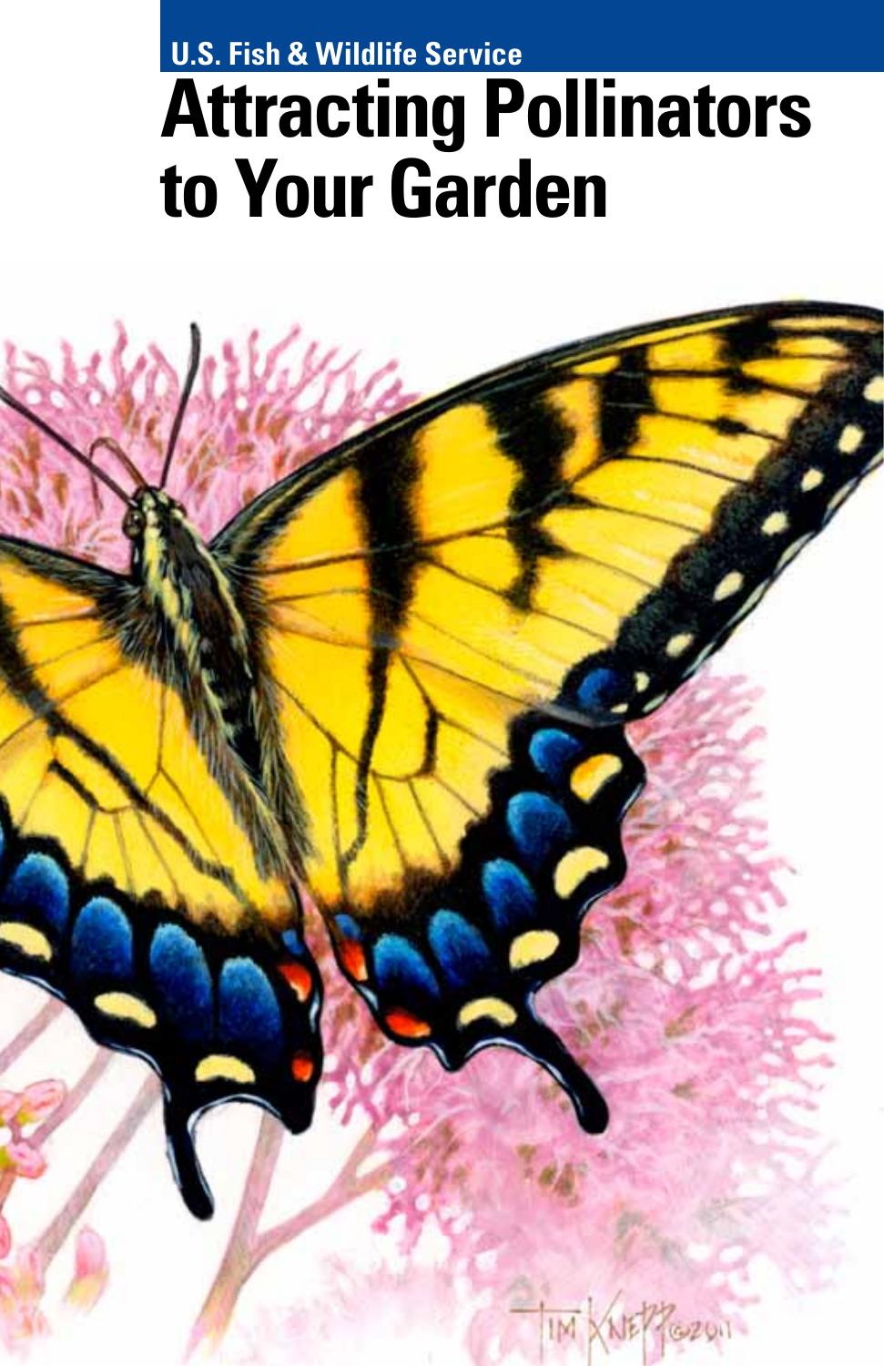U.S. Fish & Wildlife Service

# Attracting Pollinators to Your Garden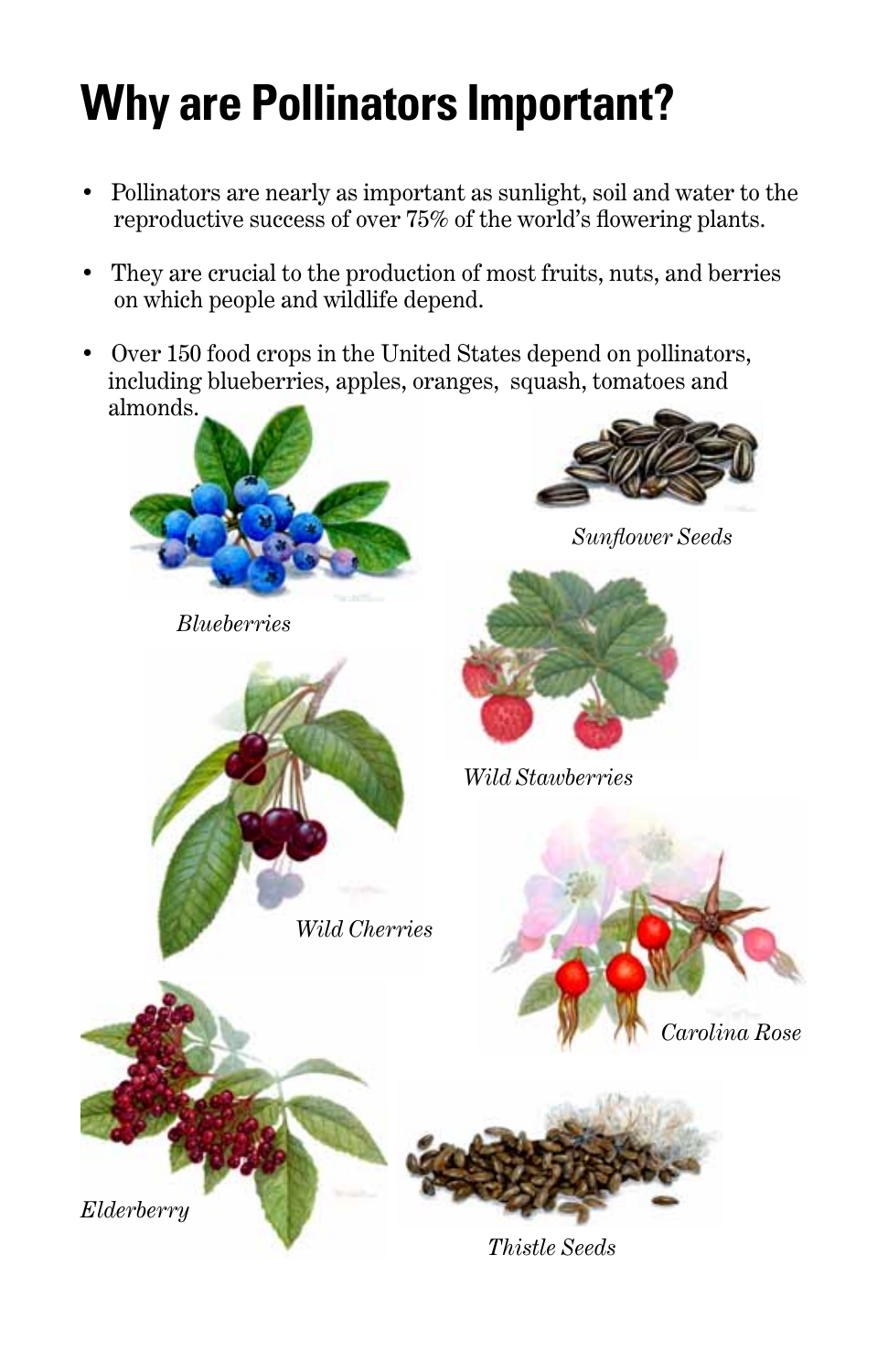# Why are Pollinators Important?

- Pollinators are nearly as important as sunlight, soil and water to the reproductive success of over 75% of the world's flowering plants.
- They are crucial to the production of most fruits, nuts, and berries on which people and wildlife depend.
- Over 150 food crops in the United States depend on pollinators, including blueberries, apples, oranges, squash, tomatoes and almonds.

*Blueberries*

*Sunflower Seeds*

*Wild Stawberries*

*Wild Cherries*

*Carolina Rose*

*Elderberry*

*Thistle Seeds*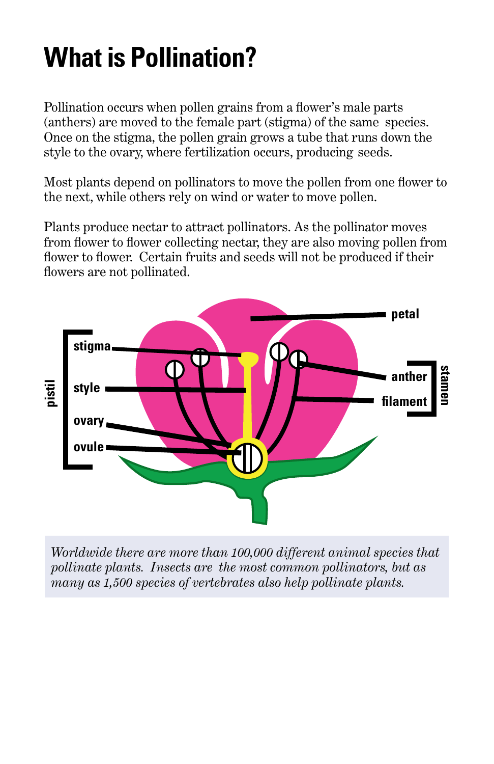# What is Pollination?

Pollination occurs when pollen grains from a flower's male parts (anthers) are moved to the female part (stigma) of the same species. Once on the stigma, the pollen grain grows a tube that runs down the style to the ovary, where fertilization occurs, producing seeds.

Most plants depend on pollinators to move the pollen from one flower to the next, while others rely on wind or water to move pollen.

Plants produce nectar to attract pollinators. As the pollinator moves from flower to flower collecting nectar, they are also moving pollen from flower to flower. Certain fruits and seeds will not be produced if their flowers are not pollinated.

pistil: stigma, style, ovary, ovule

petal

stamen: anther, filament

*Worldwide there are more than 100,000 different animal species that pollinate plants. Insects are the most common pollinators, but as many as 1,500 species of vertebrates also help pollinate plants.*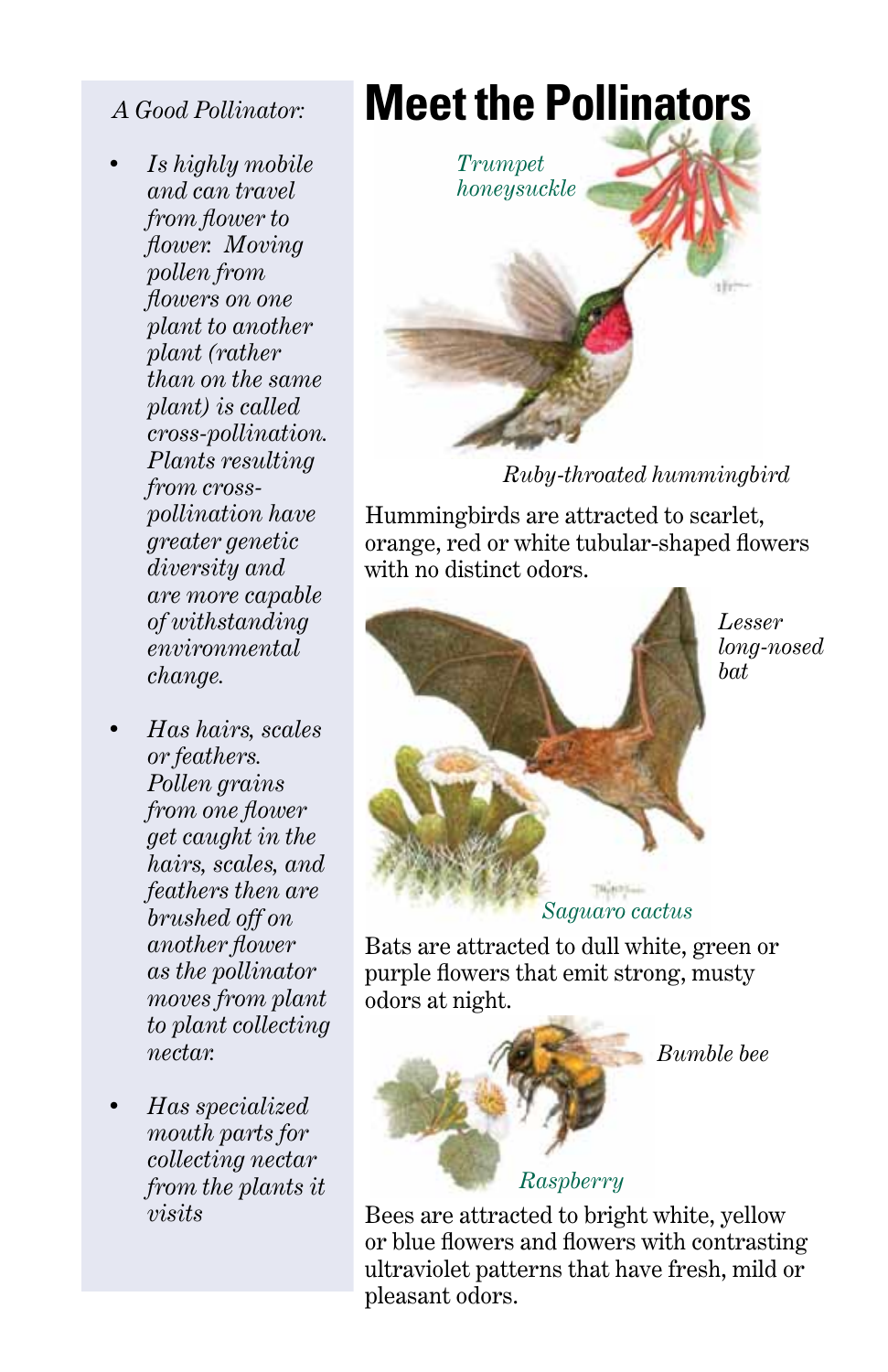# Meet the Pollinators

*A Good Pollinator:*

- *Is highly mobile and can travel from flower to flower. Moving pollen from flowers on one plant to another plant (rather than on the same plant) is called cross-pollination. Plants resulting from cross-pollination have greater genetic diversity and are more capable of withstanding environmental change.*
- *Has hairs, scales or feathers. Pollen grains from one flower get caught in the hairs, scales, and feathers then are brushed off on another flower as the pollinator moves from plant to plant collecting nectar.*
- *Has specialized mouth parts for collecting nectar from the plants it visits*

*Trumpet honeysuckle*

*Ruby-throated hummingbird*

Hummingbirds are attracted to scarlet, orange, red or white tubular-shaped flowers with no distinct odors.

*Lesser long-nosed bat*

*Saguaro cactus*

Bats are attracted to dull white, green or purple flowers that emit strong, musty odors at night.

*Bumble bee*

*Raspberry*

Bees are attracted to bright white, yellow or blue flowers and flowers with contrasting ultraviolet patterns that have fresh, mild or pleasant odors.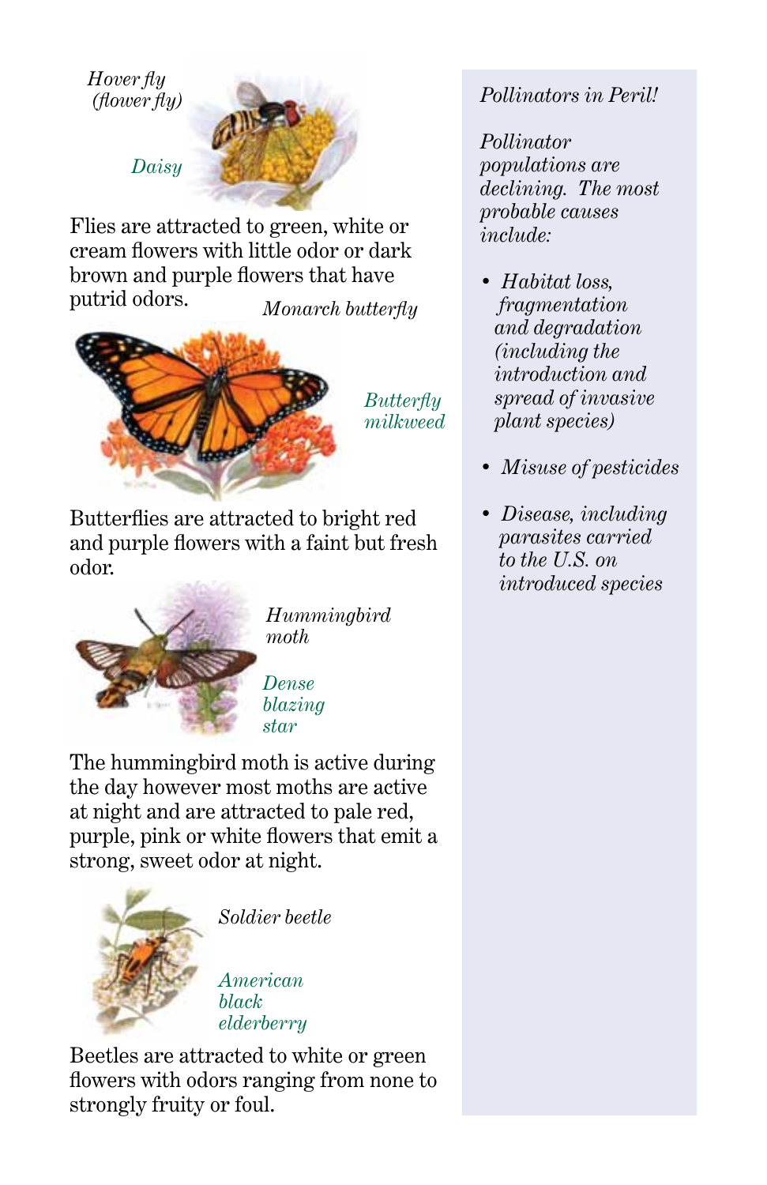*Hover fly (flower fly)*

*Daisy*

Flies are attracted to green, white or cream flowers with little odor or dark brown and purple flowers that have putrid odors.

*Monarch butterfly*

*Butterfly milkweed*

Butterflies are attracted to bright red and purple flowers with a faint but fresh odor.

*Hummingbird moth*

*Dense blazing star*

The hummingbird moth is active during the day however most moths are active at night and are attracted to pale red, purple, pink or white flowers that emit a strong, sweet odor at night.

*Soldier beetle*

*American black elderberry*

Beetles are attracted to white or green flowers with odors ranging from none to strongly fruity or foul.

*Pollinators in Peril!*

*Pollinator populations are declining. The most probable causes include:*

- *Habitat loss, fragmentation and degradation (including the introduction and spread of invasive plant species)*
- *Misuse of pesticides*
- *Disease, including parasites carried to the U.S. on introduced species*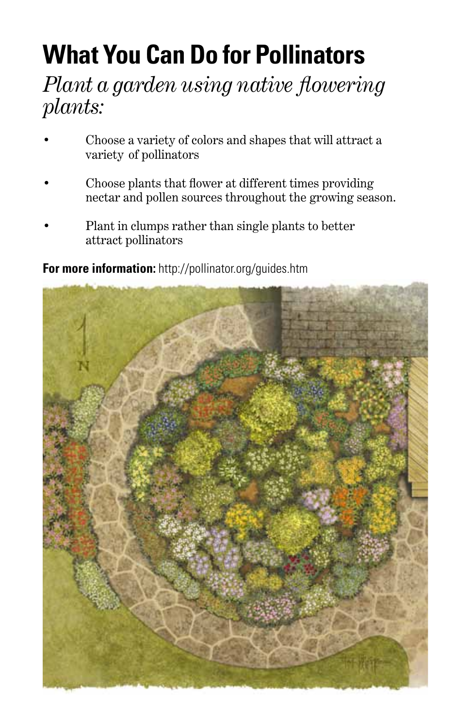# What You Can Do for Pollinators

*Plant a garden using native flowering plants:*

- Choose a variety of colors and shapes that will attract a variety of pollinators
- Choose plants that flower at different times providing nectar and pollen sources throughout the growing season.
- Plant in clumps rather than single plants to better attract pollinators

**For more information:** http://pollinator.org/guides.htm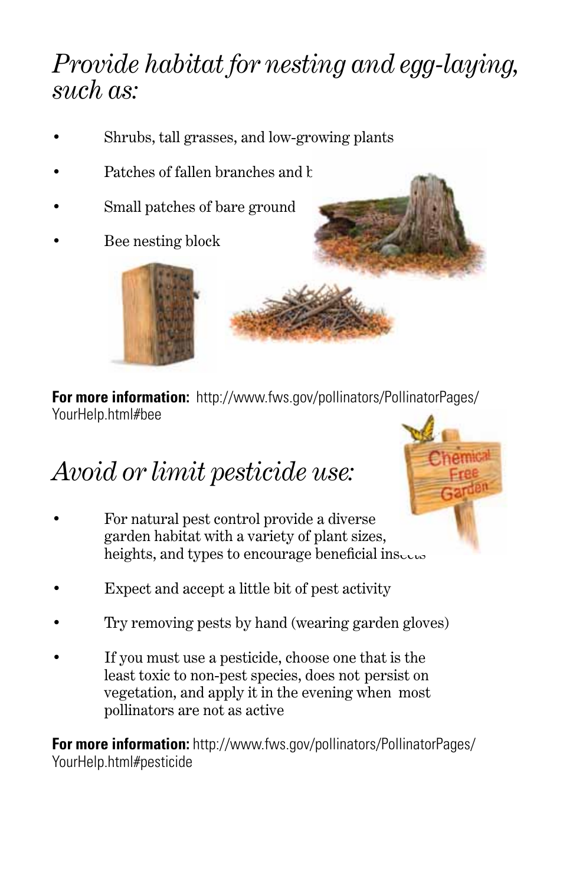## *Provide habitat for nesting and egg-laying, such as:*

- Shrubs, tall grasses, and low-growing plants
- Patches of fallen branches and b
- Small patches of bare ground
- Bee nesting block

**For more information:** http://www.fws.gov/pollinators/PollinatorPages/YourHelp.html#bee

## *Avoid or limit pesticide use:*

- For natural pest control provide a diverse garden habitat with a variety of plant sizes, heights, and types to encourage beneficial insects
- Expect and accept a little bit of pest activity
- Try removing pests by hand (wearing garden gloves)
- If you must use a pesticide, choose one that is the least toxic to non-pest species, does not persist on vegetation, and apply it in the evening when most pollinators are not as active

**For more information:** http://www.fws.gov/pollinators/PollinatorPages/YourHelp.html#pesticide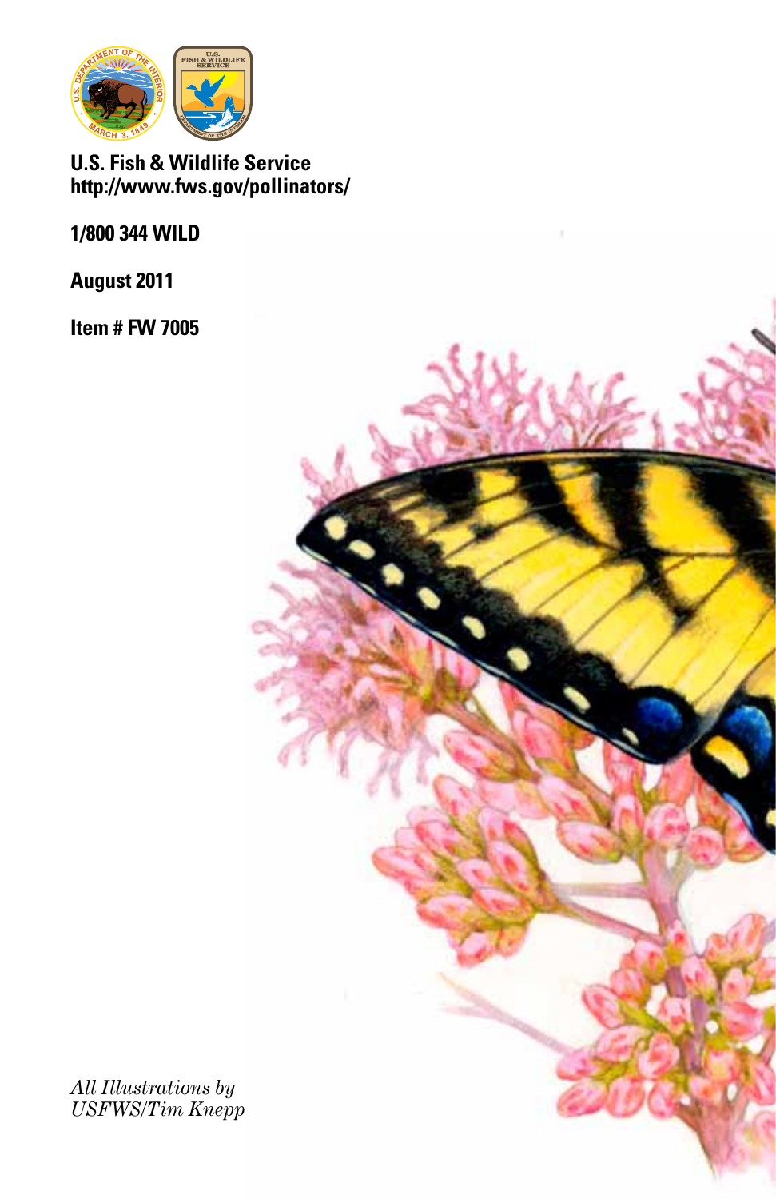**U.S. Fish & Wildlife Service**
**http://www.fws.gov/pollinators/**

**1/800 344 WILD**

**August 2011**

**Item # FW 7005**

*All Illustrations by*
*USFWS/Tim Knepp*